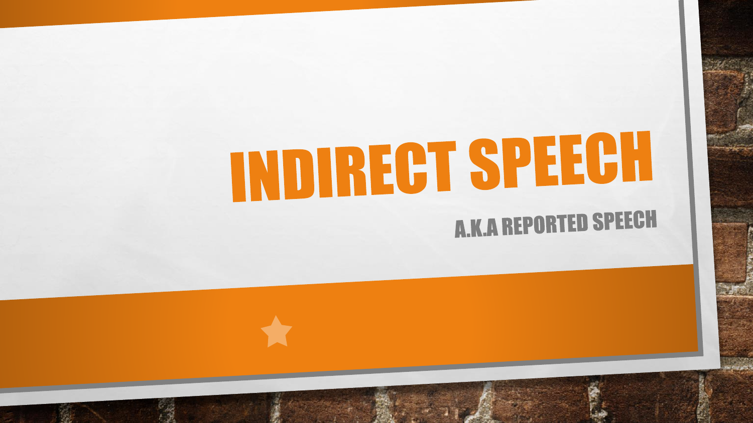# INDIRECT SPEECH

## A.K.A REPORTED SPEECH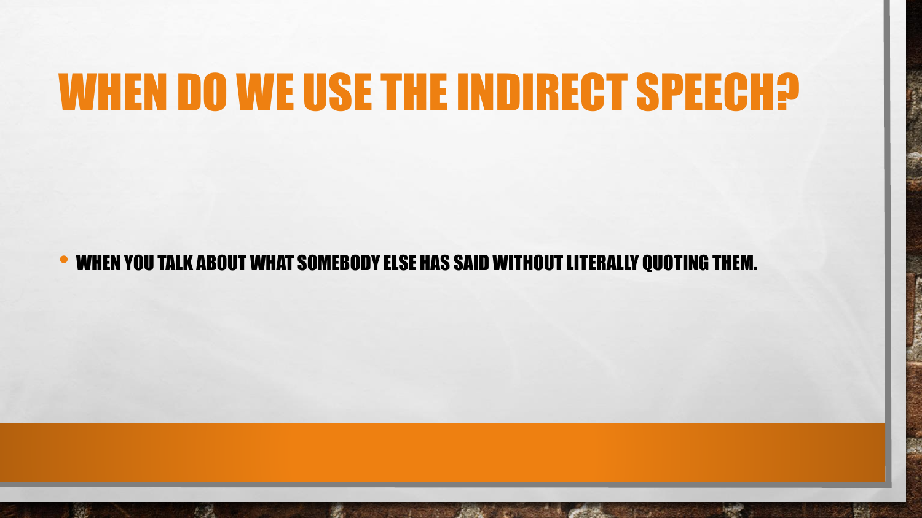# WHEN DO WE USE THE INDIRECT SPEECH?

- WHEN YOU TALK ABOUT WHAT SOMEBODY ELSE HAS SAID WITHOUT LITERALLY QUOTING THEM.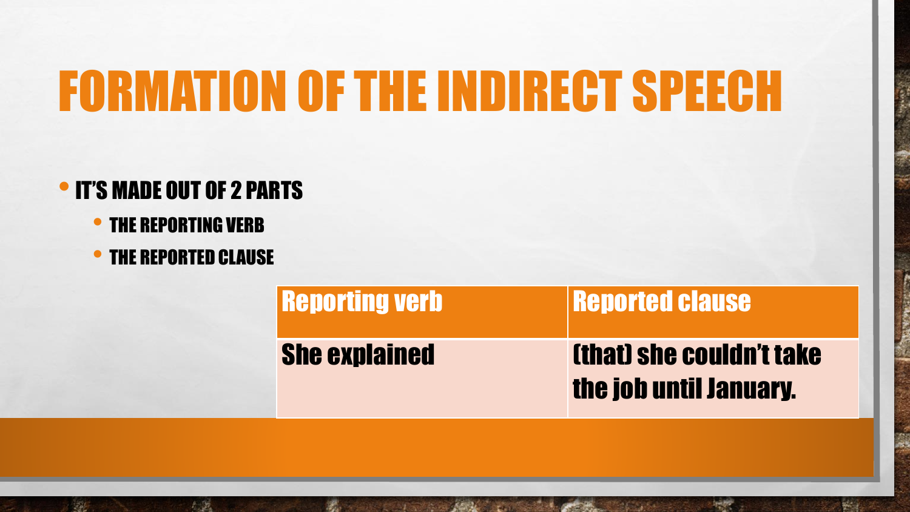# FORMATION OF THE INDIRECT SPEECH

- IT'S MADE OUT OF 2 PARTS
  - THE REPORTING VERB
  - THE REPORTED CLAUSE

| Reporting verb | Reported clause |
| --- | --- |
| She explained | (that) she couldn't take the job until January. |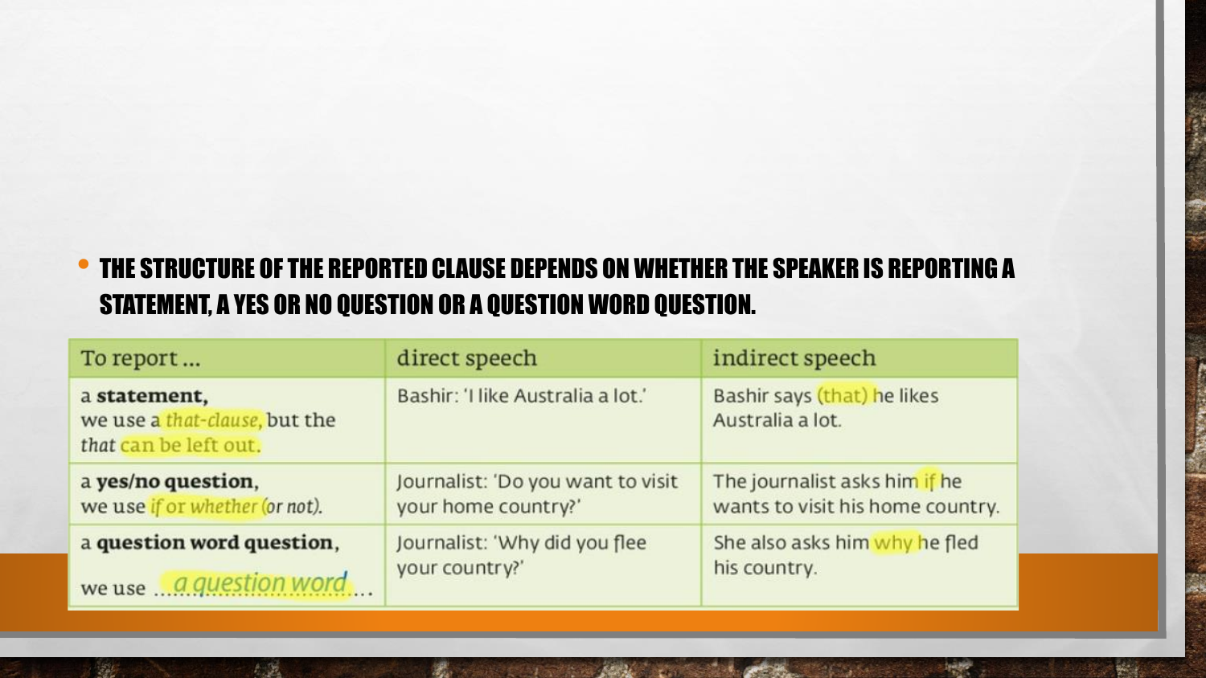- THE STRUCTURE OF THE REPORTED CLAUSE DEPENDS ON WHETHER THE SPEAKER IS REPORTING A STATEMENT, A YES OR NO QUESTION OR A QUESTION WORD QUESTION.

| To report ... | direct speech | indirect speech |
|---|---|---|
| a **statement**, we use a *that-clause*, but the *that* can be left out. | Bashir: 'I like Australia a lot.' | Bashir says (that) he likes Australia a lot. |
| a **yes/no question**, we use *if* or *whether* (*or not*). | Journalist: 'Do you want to visit your home country?' | The journalist asks him if he wants to visit his home country. |
| a **question word question**, we use ...a question word... | Journalist: 'Why did you flee your country?' | She also asks him why he fled his country. |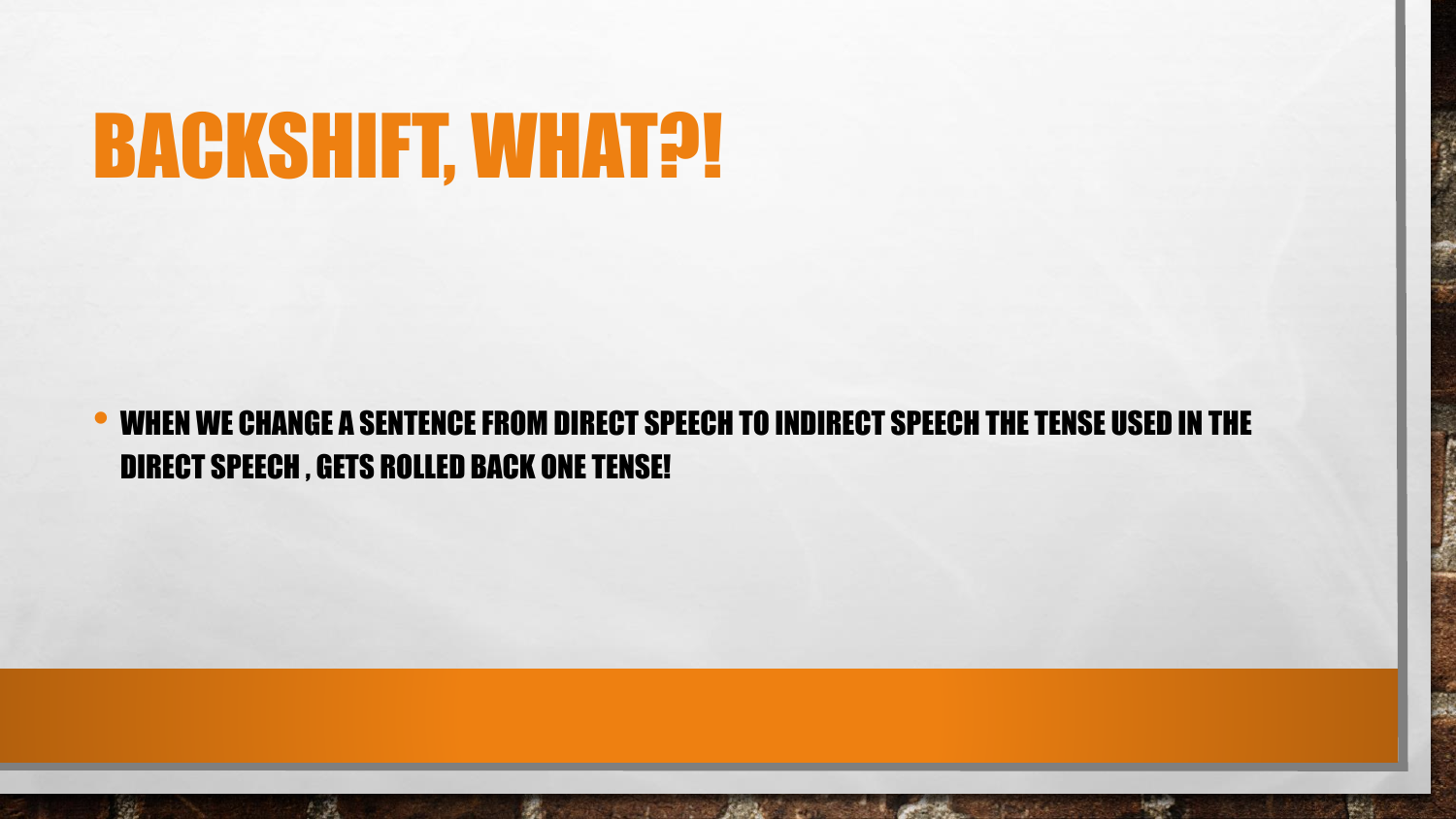# BACKSHIFT, WHAT?!

- WHEN WE CHANGE A SENTENCE FROM DIRECT SPEECH TO INDIRECT SPEECH THE TENSE USED IN THE DIRECT SPEECH , GETS ROLLED BACK ONE TENSE!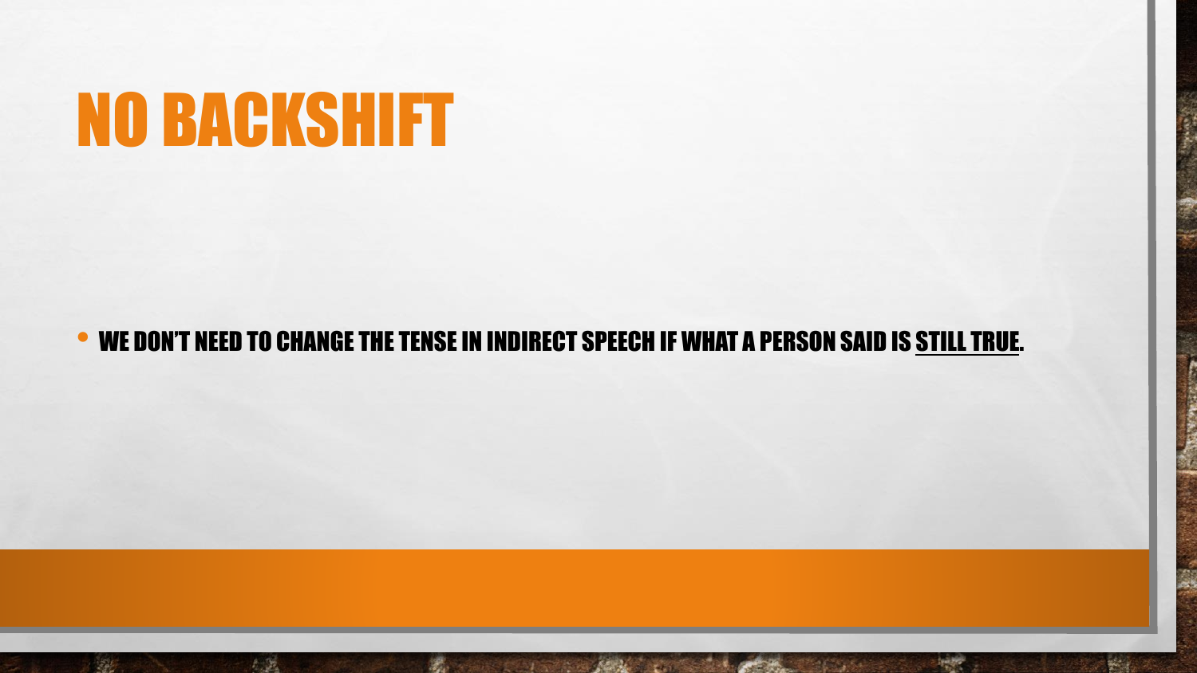# NO BACKSHIFT

- WE DON'T NEED TO CHANGE THE TENSE IN INDIRECT SPEECH IF WHAT A PERSON SAID IS STILL TRUE.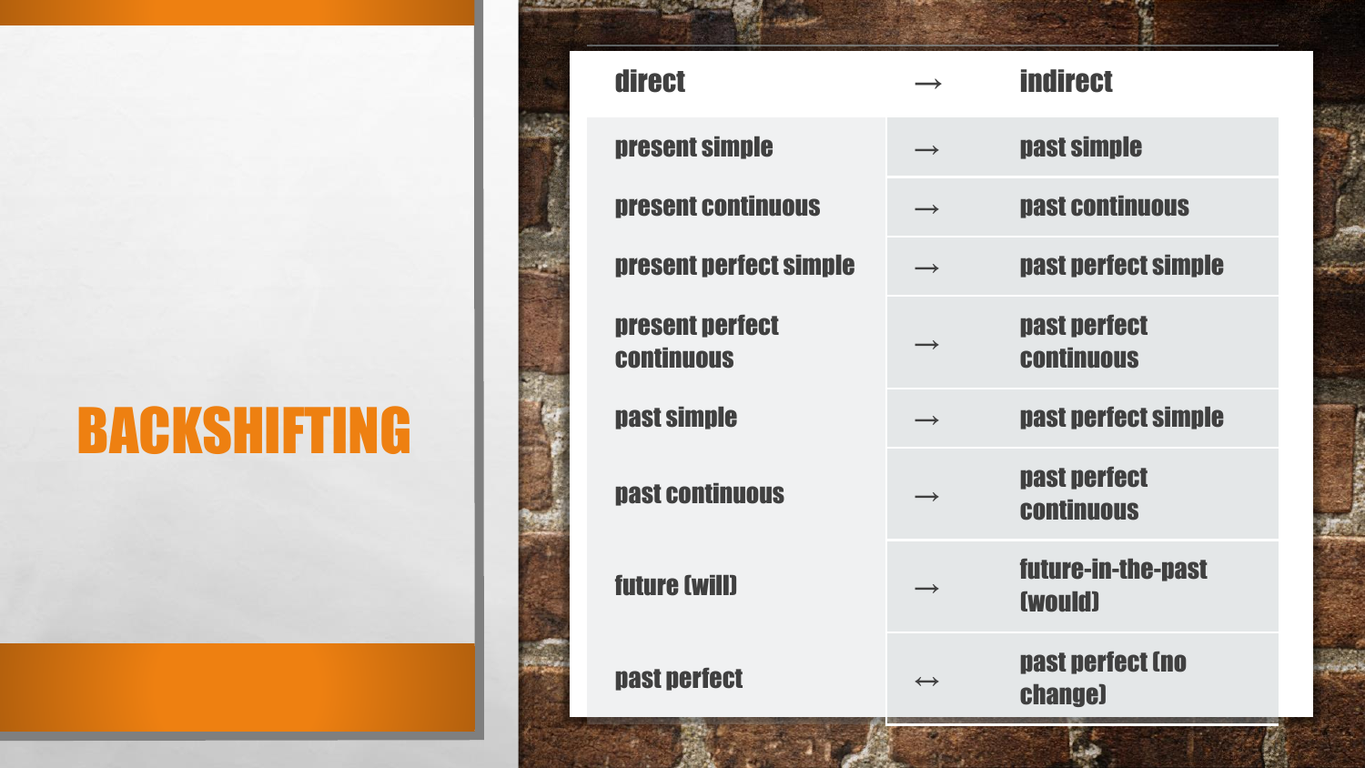# BACKSHIFTING

| direct | → | indirect |
|---|---|---|
| present simple | → | past simple |
| present continuous | → | past continuous |
| present perfect simple | → | past perfect simple |
| present perfect continuous | → | past perfect continuous |
| past simple | → | past perfect simple |
| past continuous | → | past perfect continuous |
| future (will) | → | future-in-the-past (would) |
| past perfect | ↔ | past perfect (no change) |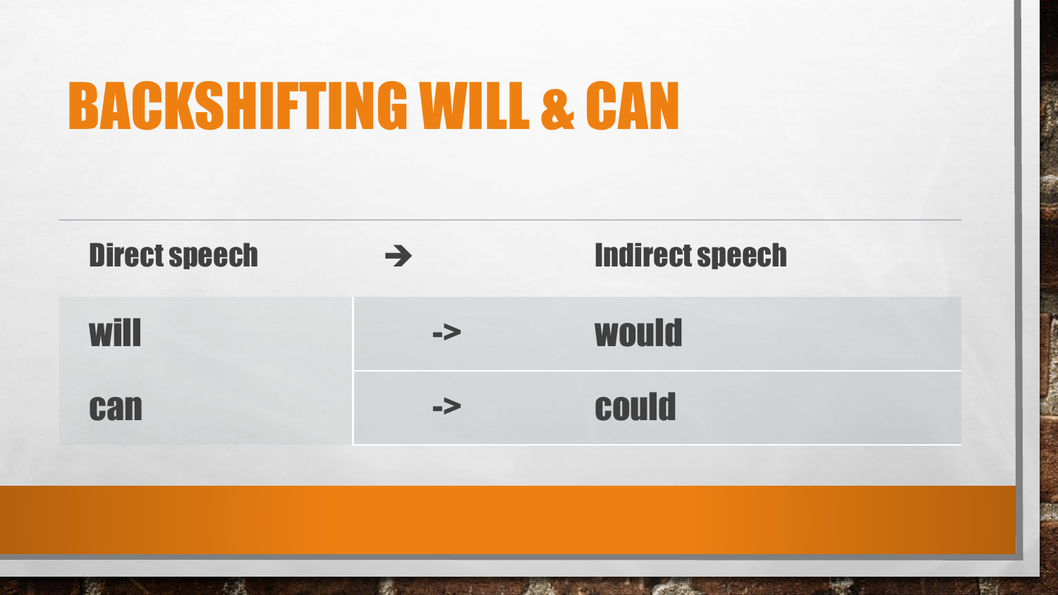# BACKSHIFTING WILL & CAN

| Direct speech | ➔ | Indirect speech |
| --- | --- | --- |
| will | -> | would |
| can | -> | could |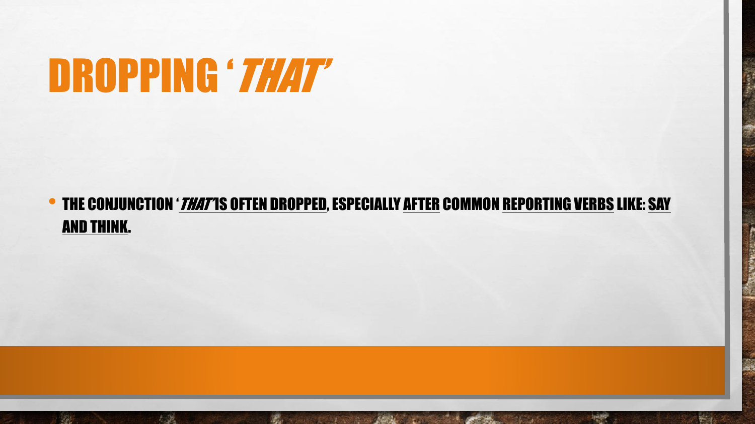# DROPPING '*THAT*'

- THE CONJUNCTION '*THAT*' IS OFTEN DROPPED, ESPECIALLY AFTER COMMON REPORTING VERBS LIKE: SAY AND THINK.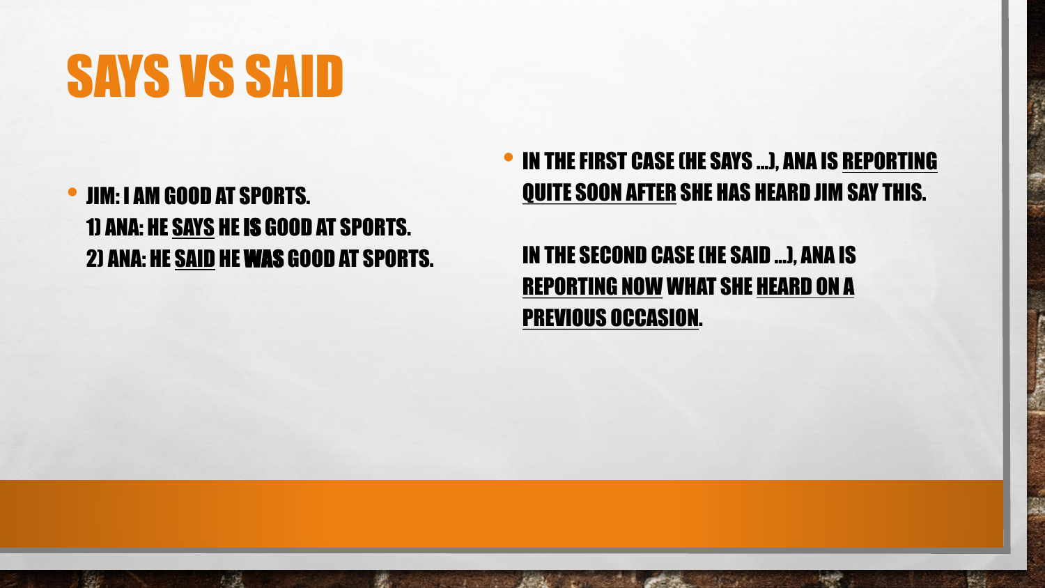# SAYS VS SAID

- JIM: I AM GOOD AT SPORTS.
  1) ANA: HE <u>SAYS</u> HE **IS** GOOD AT SPORTS.
  2) ANA: HE <u>SAID</u> HE **WAS** GOOD AT SPORTS.

- IN THE FIRST CASE (HE SAYS …), ANA IS <u>REPORTING QUITE SOON AFTER</u> SHE HAS HEARD JIM SAY THIS.

  IN THE SECOND CASE (HE SAID …), ANA IS <u>REPORTING NOW</u> WHAT SHE <u>HEARD ON A PREVIOUS OCCASION</u>.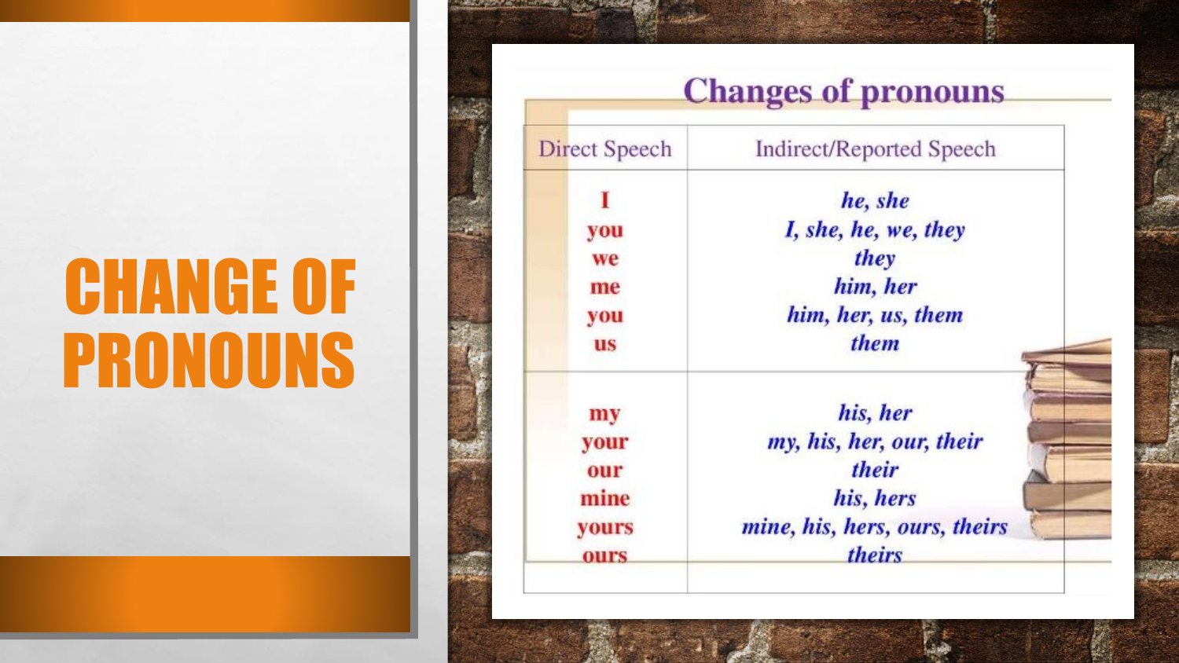# CHANGE OF PRONOUNS

## Changes of pronouns

| Direct Speech | Indirect/Reported Speech |
|---|---|
| I | *he, she* |
| you | *I, she, he, we, they* |
| we | *they* |
| me | *him, her* |
| you | *him, her, us, them* |
| us | *them* |
| my | *his, her* |
| your | *my, his, her, our, their* |
| our | *their* |
| mine | *his, hers* |
| yours | *mine, his, hers, ours, theirs* |
| ours | *theirs* |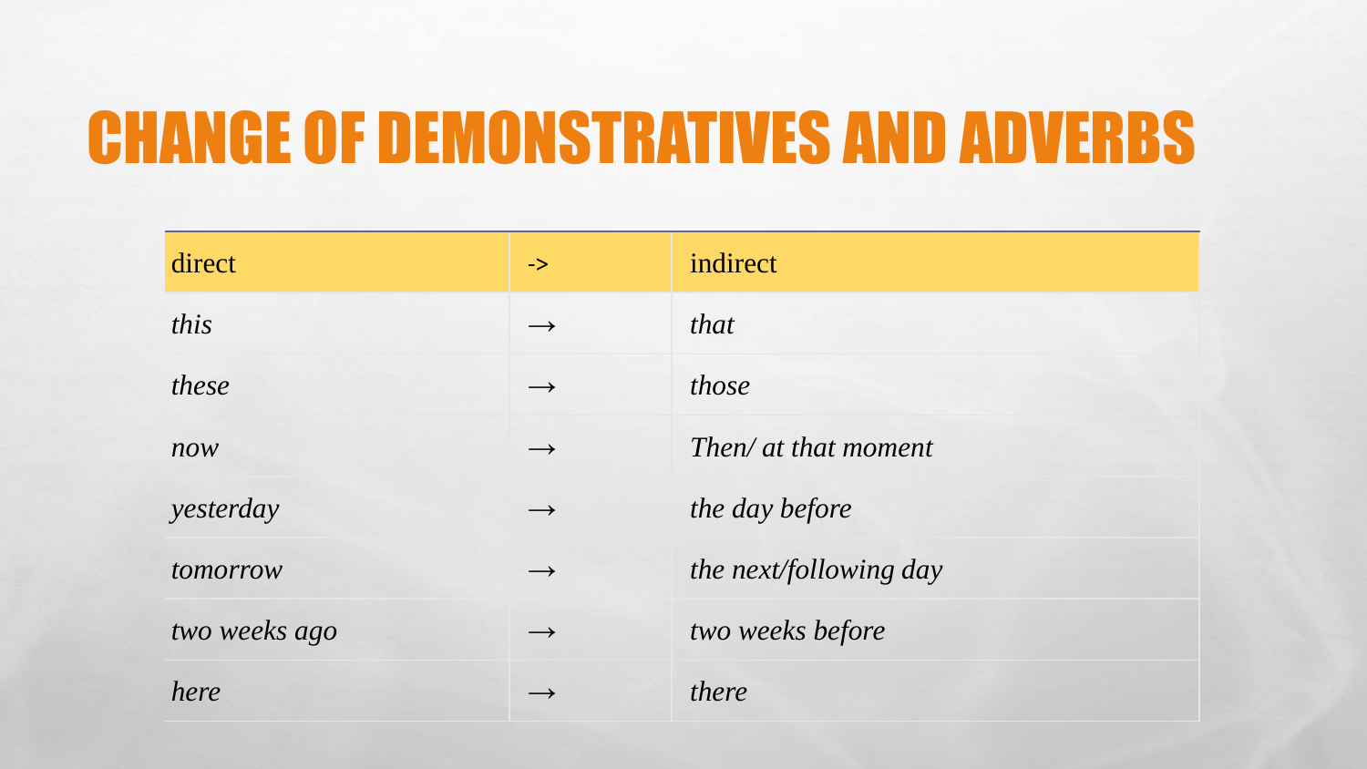# CHANGE OF DEMONSTRATIVES AND ADVERBS

| direct | -> | indirect |
| --- | --- | --- |
| *this* | → | *that* |
| *these* | → | *those* |
| *now* | → | *Then/ at that moment* |
| *yesterday* | → | *the day before* |
| *tomorrow* | → | *the next/following day* |
| *two weeks ago* | → | *two weeks before* |
| *here* | → | *there* |